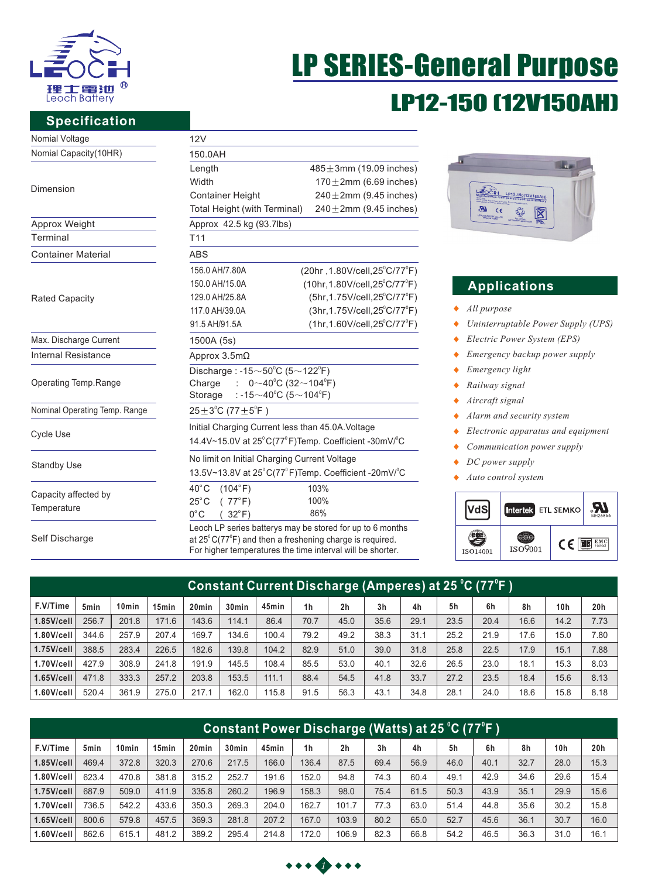理士電池 Leoch Battery

# LP SERIES-General Purpose

## LP12-150 (12V150AH)

## Specification

| | |
|---|---|
| Nomial Voltage | 12V |
| Nomial Capacity(10HR) | 150.0AH |
| Dimension | Length 485±3mm (19.09 inches)<br>Width 170±2mm (6.69 inches)<br>Container Height 240±2mm (9.45 inches)<br>Total Height (with Terminal) 240±2mm (9.45 inches) |
| Approx Weight | Approx 42.5 kg (93.7lbs) |
| Terminal | T11 |
| Container Material | ABS |
| Rated Capacity | 156.0 AH/7.80A (20hr ,1.80V/cell,25°C/77°F)<br>150.0 AH/15.0A (10hr,1.80V/cell,25°C/77°F)<br>129.0 AH/25.8A (5hr,1.75V/cell,25°C/77°F)<br>117.0 AH/39.0A (3hr,1.75V/cell,25°C/77°F)<br>91.5 AH/91.5A (1hr,1.60V/cell,25°C/77°F) |
| Max. Discharge Current | 1500A (5s) |
| Internal Resistance | Approx 3.5mΩ |
| Operating Temp.Range | Discharge : -15～50°C (5～122°F)<br>Charge : 0～40°C (32～104°F)<br>Storage : -15～40°C (5～104°F) |
| Nominal Operating Temp. Range | 25±3°C (77±5°F ) |
| Cycle Use | Initial Charging Current less than 45.0A.Voltage<br>14.4V~15.0V at 25°C(77°F)Temp. Coefficient -30mV/°C |
| Standby Use | No limit on Initial Charging Current Voltage<br>13.5V~13.8V at 25°C(77°F)Temp. Coefficient -20mV/°C |
| Capacity affected by Temperature | 40°C (104°F) 103%<br>25°C ( 77°F) 100%<br>0°C ( 32°F) 86% |
| Self Discharge | Leoch LP series batterys may be stored for up to 6 months at 25°C(77°F) and then a freshening charge is required. For higher temperatures the time interval will be shorter. |

## Applications

- *All purpose*
- *Uninterruptable Power Supply (UPS)*
- *Electric Power System (EPS)*
- *Emergency backup power supply*
- *Emergency light*
- *Railway signal*
- *Aircraft signal*
- *Alarm and security system*
- *Electronic apparatus and equipment*
- *Communication power supply*
- *DC power supply*
- *Auto control system*

VdS | Intertek ETL SEMKO | UL MH26866 | ISO14001 | ISO9001 | CE | EMC

## Constant Current Discharge (Amperes) at 25°C (77°F )

| F.V/Time | 5min | 10min | 15min | 20min | 30min | 45min | 1h | 2h | 3h | 4h | 5h | 6h | 8h | 10h | 20h |
|---|---|---|---|---|---|---|---|---|---|---|---|---|---|---|---|
| 1.85V/cell | 256.7 | 201.8 | 171.6 | 143.6 | 114.1 | 86.4 | 70.7 | 45.0 | 35.6 | 29.1 | 23.5 | 20.4 | 16.6 | 14.2 | 7.73 |
| 1.80V/cell | 344.6 | 257.9 | 207.4 | 169.7 | 134.6 | 100.4 | 79.2 | 49.2 | 38.3 | 31.1 | 25.2 | 21.9 | 17.6 | 15.0 | 7.80 |
| 1.75V/cell | 388.5 | 283.4 | 226.5 | 182.6 | 139.8 | 104.2 | 82.9 | 51.0 | 39.0 | 31.8 | 25.8 | 22.5 | 17.9 | 15.1 | 7.88 |
| 1.70V/cell | 427.9 | 308.9 | 241.8 | 191.9 | 145.5 | 108.4 | 85.5 | 53.0 | 40.1 | 32.6 | 26.5 | 23.0 | 18.1 | 15.3 | 8.03 |
| 1.65V/cell | 471.8 | 333.3 | 257.2 | 203.8 | 153.5 | 111.1 | 88.4 | 54.5 | 41.8 | 33.7 | 27.2 | 23.5 | 18.4 | 15.6 | 8.13 |
| 1.60V/cell | 520.4 | 361.9 | 275.0 | 217.1 | 162.0 | 115.8 | 91.5 | 56.3 | 43.1 | 34.8 | 28.1 | 24.0 | 18.6 | 15.8 | 8.18 |

## Constant Power Discharge (Watts) at 25°C (77°F )

| F.V/Time | 5min | 10min | 15min | 20min | 30min | 45min | 1h | 2h | 3h | 4h | 5h | 6h | 8h | 10h | 20h |
|---|---|---|---|---|---|---|---|---|---|---|---|---|---|---|---|
| 1.85V/cell | 469.4 | 372.8 | 320.3 | 270.6 | 217.5 | 166.0 | 136.4 | 87.5 | 69.4 | 56.9 | 46.0 | 40.1 | 32.7 | 28.0 | 15.3 |
| 1.80V/cell | 623.4 | 470.8 | 381.8 | 315.2 | 252.7 | 191.6 | 152.0 | 94.8 | 74.3 | 60.4 | 49.1 | 42.9 | 34.6 | 29.6 | 15.4 |
| 1.75V/cell | 687.9 | 509.0 | 411.9 | 335.8 | 260.2 | 196.9 | 158.3 | 98.0 | 75.4 | 61.5 | 50.3 | 43.9 | 35.1 | 29.9 | 15.6 |
| 1.70V/cell | 736.5 | 542.2 | 433.6 | 350.3 | 269.3 | 204.0 | 162.7 | 101.7 | 77.3 | 63.0 | 51.4 | 44.8 | 35.6 | 30.2 | 15.8 |
| 1.65V/cell | 800.6 | 579.8 | 457.5 | 369.3 | 281.8 | 207.2 | 167.0 | 103.9 | 80.2 | 65.0 | 52.7 | 45.6 | 36.1 | 30.7 | 16.0 |
| 1.60V/cell | 862.6 | 615.1 | 481.2 | 389.2 | 295.4 | 214.8 | 172.0 | 106.9 | 82.3 | 66.8 | 54.2 | 46.5 | 36.3 | 31.0 | 16.1 |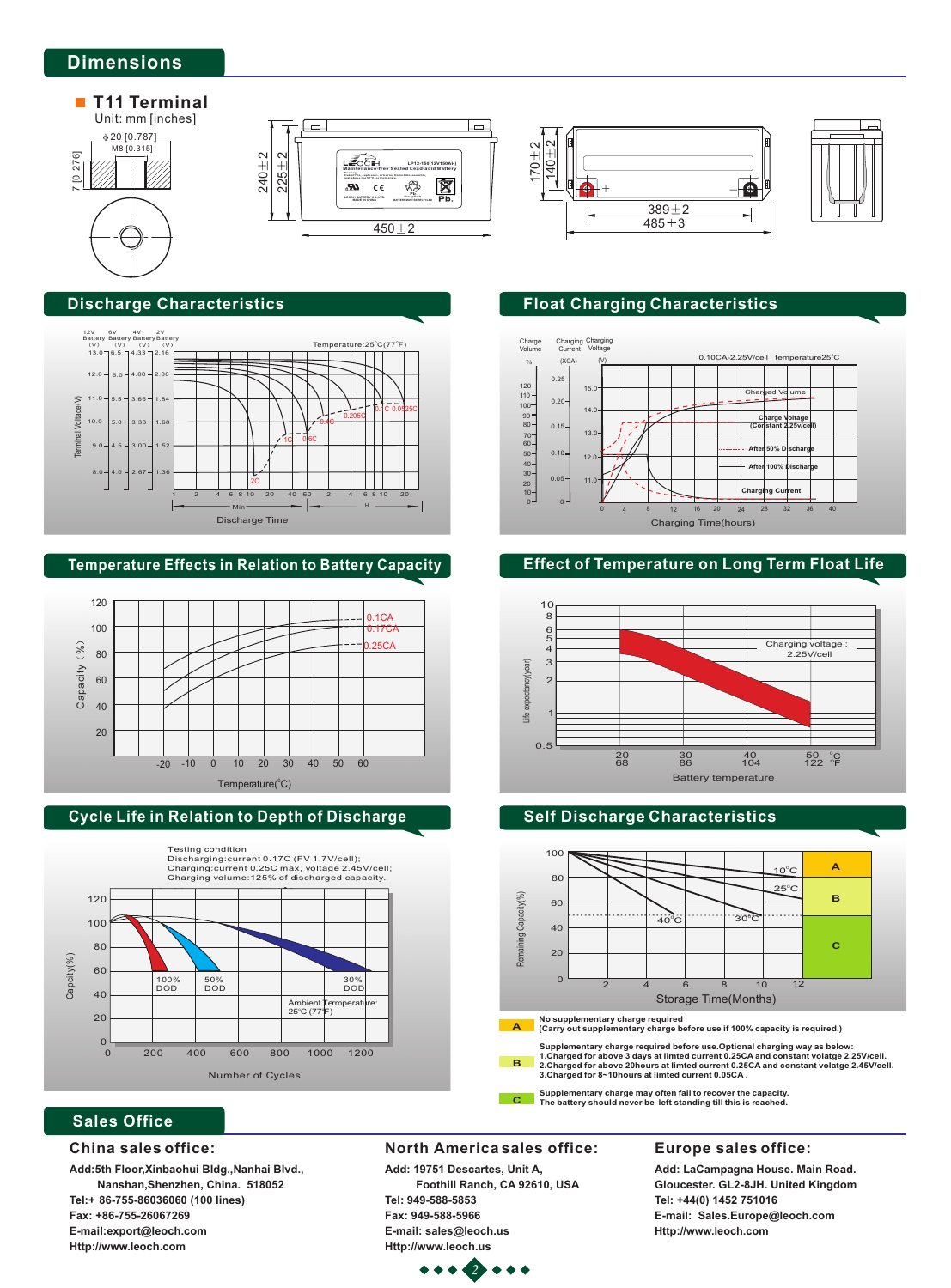## Dimensions

### T11 Terminal

Unit: mm [inches]

ϕ20 [0.787]
M8 [0.315]
7 [0.276]

240±2
225±2
450±2

170±2
140±2
389±2
485±3

## Discharge Characteristics

12V Battery (V) 6V Battery (V) 4V Battery (V) 2V Battery (V)

Temperature:25°C(77°F)

Terminal Voltage(V)

13.0 6.5 4.33 2.16
12.0 6.0 4.00 2.00
11.0 5.5 3.66 1.84
10.0 5.0 3.33 1.68
9.0 4.5 3.00 1.52
8.0 4.0 2.67 1.36

2C 1C 0.6C 0.4C 0.205C 0.1C 0.0525C

1 2 4 6 8 10 20 40 60 2 4 6 8 10 20

Min H

Discharge Time

## Float Charging Characteristics

Charge Volume % Charging Current (XCA) Charging Voltage (V)

0.10CA-2.25V/cell temperature25°C

Charged Volume

Charge Voltage (Constant 2.25v/cell)

After 50% Discharge

After 100% Discharge

Charging Current

Charging Time(hours)

## Temperature Effects in Relation to Battery Capacity

Capacity (%)

0.1CA
0.17CA
0.25CA

-20 -10 0 10 20 30 40 50 60

Temperature(°C)

## Effect of Temperature on Long Term Float Life

Life expectancy(year)

Charging voltage : 2.25V/cell

20 68 30 86 40 104 50 122 °C °F

Battery temperature

## Cycle Life in Relation to Depth of Discharge

Testing condition
Discharging:current 0.17C (FV 1.7V/cell);
Charging:current 0.25C max, voltage 2.45V/cell;
Charging volume:125% of discharged capacity.

Capcity(%)

100% DOD 50% DOD 30% DOD

Ambient Temperature: 25°C (77°F)

Number of Cycles

## Self Discharge Characteristics

Remaining Capacity(%)

10°C 25°C 40°C 30°C

A B C

Storage Time(Months)

**A** No supplementary charge required
(Carry out supplementary charge before use if 100% capacity is required.)

**B** Supplementary charge required before use.Optional charging way as below:
1.Charged for above 3 days at limted current 0.25CA and constant volatge 2.25V/cell.
2.Charged for above 20hours at limted current 0.25CA and constant volatge 2.45V/cell.
3.Charged for 8~10hours at limted current 0.05CA .

**C** Supplementary charge may often fail to recover the capacity.
The battery should never be left standing till this is reached.

## Sales Office

### China sales office:

Add:5th Floor,Xinbaohui Bldg.,Nanhai Blvd.,
Nanshan,Shenzhen, China. 518052
Tel:+ 86-755-86036060 (100 lines)
Fax: +86-755-26067269
E-mail:export@leoch.com
Http://www.leoch.com

### North America sales office:

Add: 19751 Descartes, Unit A,
Foothill Ranch, CA 92610, USA
Tel: 949-588-5853
Fax: 949-588-5966
E-mail: sales@leoch.us
Http://www.leoch.us

### Europe sales office:

Add: LaCampagna House. Main Road.
Gloucester. GL2-8JH. United Kingdom
Tel: +44(0) 1452 751016
E-mail: Sales.Europe@leoch.com
Http://www.leoch.com